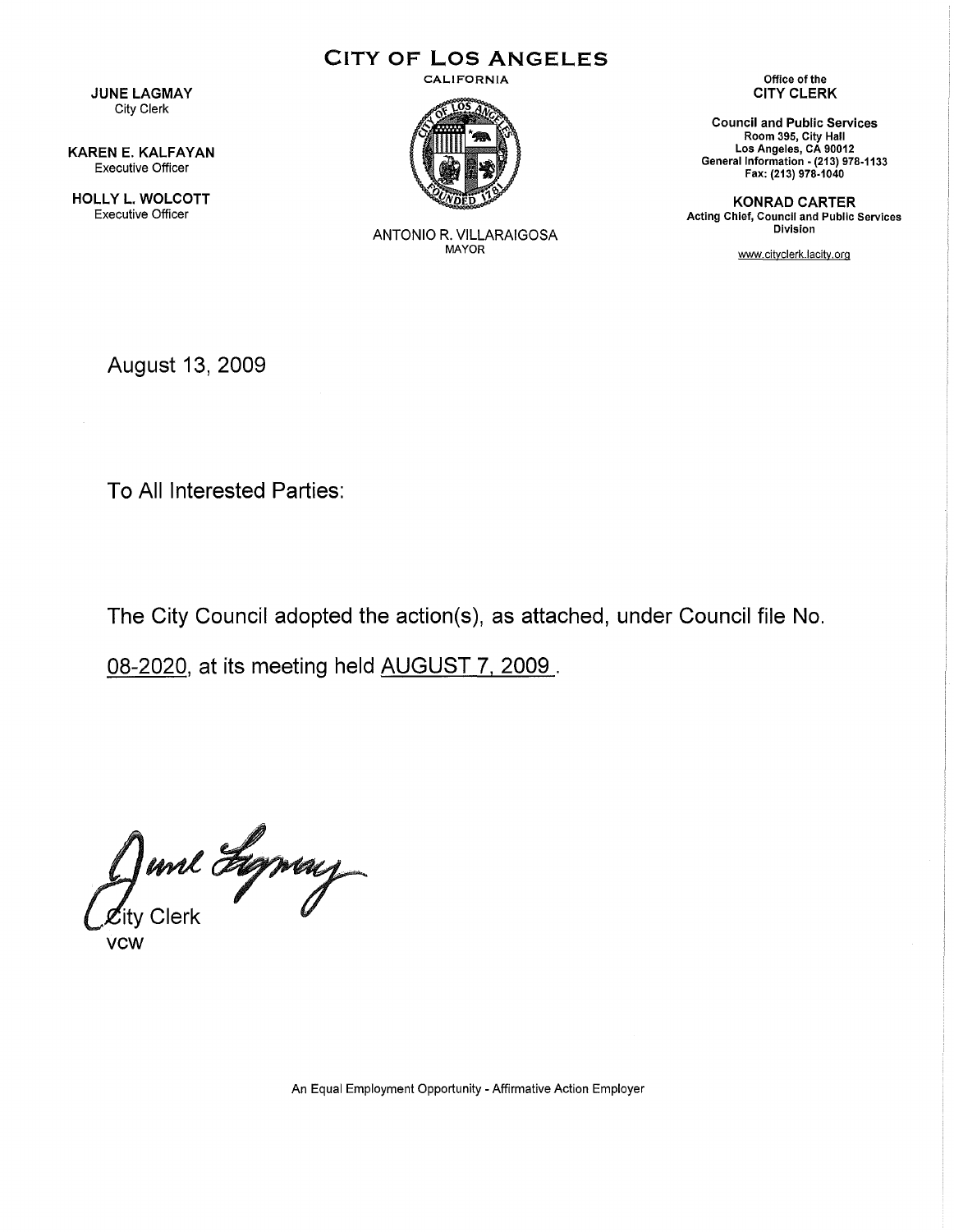# CITY OF LOS ANGELES

CALIFORNIA

**JUNE LAGMAY**
City Clerk

**KAREN E. KALFAYAN**
Executive Officer

**HOLLY L. WOLCOTT**
Executive Officer

ANTONIO R. VILLARAIGOSA
MAYOR

Office of the
**CITY CLERK**

**Council and Public Services**
**Room 395, City Hall**
**Los Angeles, CA 90012**
**General Information - (213) 978-1133**
**Fax: (213) 978-1040**

**KONRAD CARTER**
**Acting Chief, Council and Public Services Division**

www.cityclerk.lacity.org

August 13, 2009

To All Interested Parties:

The City Council adopted the action(s), as attached, under Council file No. 08-2020, at its meeting held AUGUST 7, 2009 .

City Clerk
VCW

An Equal Employment Opportunity - Affirmative Action Employer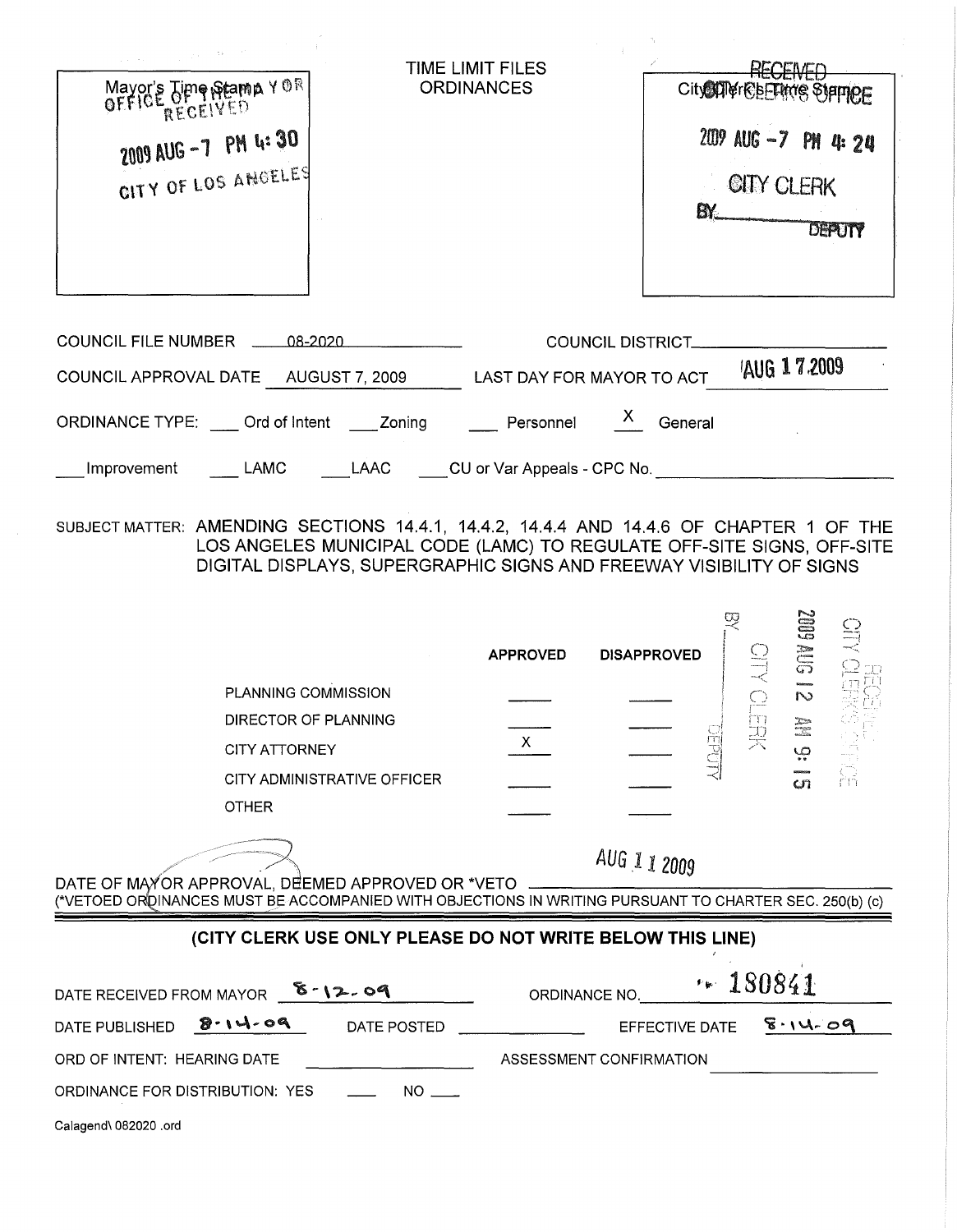Mayor's Time Stamp
OFFICE OF THE MAYOR
RECEIVED
2009 AUG -7 PM 4:30
CITY OF LOS ANGELES

# TIME LIMIT FILES ORDINANCES

City Clerk's Time Stamp
RECEIVED
CITY CLERK'S OFFICE
2009 AUG -7 PM 4:24
CITY CLERK
BY ______ DEPUTY

COUNCIL FILE NUMBER 08-2020

COUNCIL DISTRICT ______

COUNCIL APPROVAL DATE AUGUST 7, 2009

LAST DAY FOR MAYOR TO ACT AUG 17 2009

ORDINANCE TYPE: ___ Ord of Intent ___ Zoning ___ Personnel X General

___ Improvement ___ LAMC ___ LAAC ___ CU or Var Appeals - CPC No. ______

SUBJECT MATTER: AMENDING SECTIONS 14.4.1, 14.4.2, 14.4.4 AND 14.4.6 OF CHAPTER 1 OF THE LOS ANGELES MUNICIPAL CODE (LAMC) TO REGULATE OFF-SITE SIGNS, OFF-SITE DIGITAL DISPLAYS, SUPERGRAPHIC SIGNS AND FREEWAY VISIBILITY OF SIGNS

| | APPROVED | DISAPPROVED |
|---|---|---|
| PLANNING COMMISSION | | |
| DIRECTOR OF PLANNING | | |
| CITY ATTORNEY | X | |
| CITY ADMINISTRATIVE OFFICER | | |
| OTHER | | |

RECEIVED
CITY CLERK'S OFFICE
2009 AUG 12 AM 9:15
CITY CLERK
BY ______ DEPUTY

DATE OF MAYOR APPROVAL, DEEMED APPROVED OR *VETO AUG 11 2009

(*VETOED ORDINANCES MUST BE ACCOMPANIED WITH OBJECTIONS IN WRITING PURSUANT TO CHARTER SEC. 250(b) (c)

## (CITY CLERK USE ONLY PLEASE DO NOT WRITE BELOW THIS LINE)

DATE RECEIVED FROM MAYOR 8-12-09

ORDINANCE NO. 180841

DATE PUBLISHED 8-14-09

DATE POSTED ______

EFFECTIVE DATE 8-14-09

ORD OF INTENT: HEARING DATE ______

ASSESSMENT CONFIRMATION ______

ORDINANCE FOR DISTRIBUTION: YES ___ NO ___

Calagend\ 082020 .ord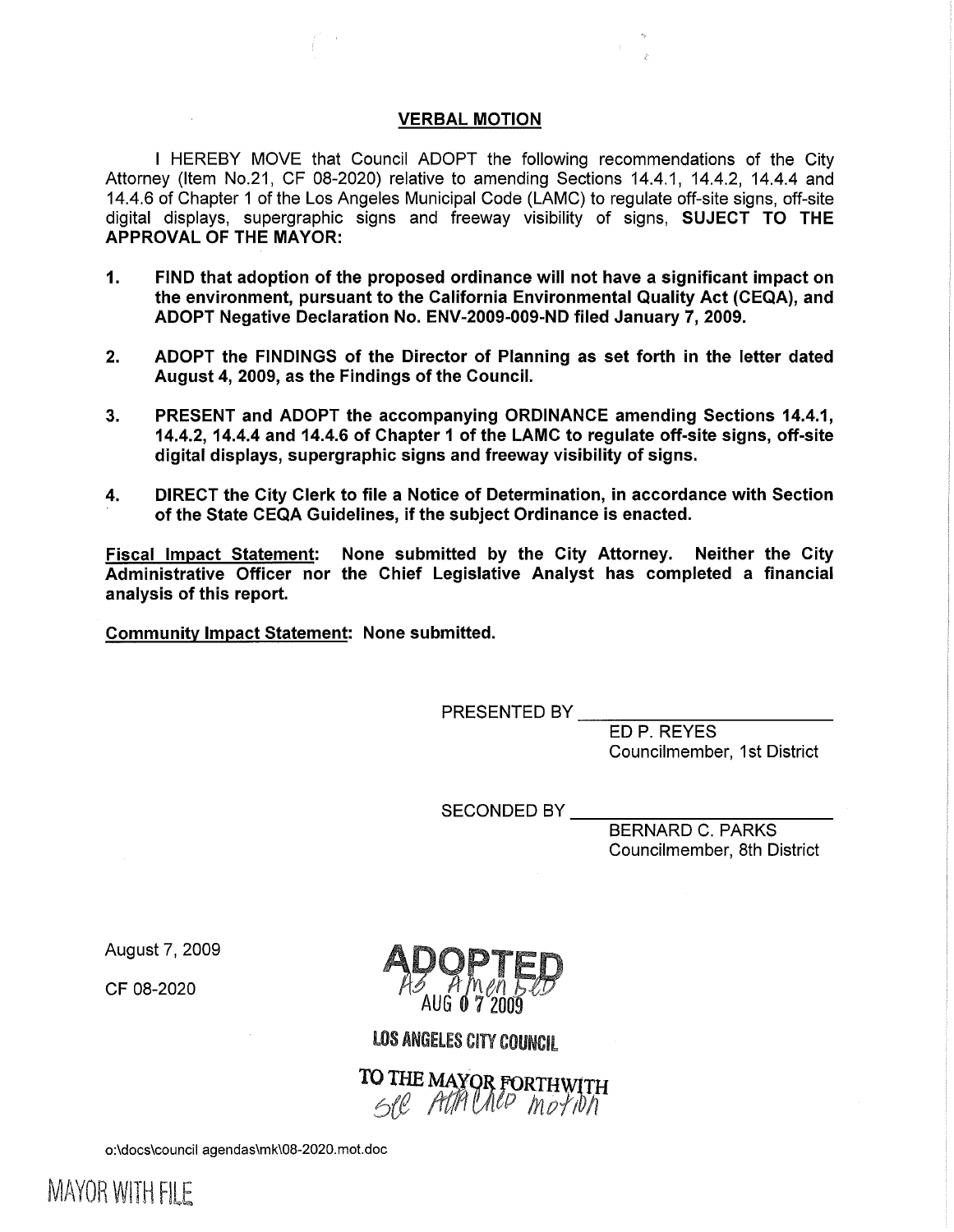## VERBAL MOTION

I HEREBY MOVE that Council ADOPT the following recommendations of the City Attorney (Item No.21, CF 08-2020) relative to amending Sections 14.4.1, 14.4.2, 14.4.4 and 14.4.6 of Chapter 1 of the Los Angeles Municipal Code (LAMC) to regulate off-site signs, off-site digital displays, supergraphic signs and freeway visibility of signs, **SUJECT TO THE APPROVAL OF THE MAYOR:**

1. **FIND that adoption of the proposed ordinance will not have a significant impact on the environment, pursuant to the California Environmental Quality Act (CEQA), and ADOPT Negative Declaration No. ENV-2009-009-ND filed January 7, 2009.**

2. **ADOPT the FINDINGS of the Director of Planning as set forth in the letter dated August 4, 2009, as the Findings of the Council.**

3. **PRESENT and ADOPT the accompanying ORDINANCE amending Sections 14.4.1, 14.4.2, 14.4.4 and 14.4.6 of Chapter 1 of the LAMC to regulate off-site signs, off-site digital displays, supergraphic signs and freeway visibility of signs.**

4. **DIRECT the City Clerk to file a Notice of Determination, in accordance with Section of the State CEQA Guidelines, if the subject Ordinance is enacted.**

**Fiscal Impact Statement: None submitted by the City Attorney. Neither the City Administrative Officer nor the Chief Legislative Analyst has completed a financial analysis of this report.**

**Community Impact Statement: None submitted.**

PRESENTED BY \_\_\_\_\_\_\_\_\_\_\_\_\_\_\_\_\_\_\_\_
ED P. REYES
Councilmember, 1st District

SECONDED BY \_\_\_\_\_\_\_\_\_\_\_\_\_\_\_\_\_\_\_\_
BERNARD C. PARKS
Councilmember, 8th District

August 7, 2009

CF 08-2020

ADOPTED
As Amended
AUG 0 7 2009

LOS ANGELES CITY COUNCIL

TO THE MAYOR FORTHWITH
See Attached motion

o:\docs\council agendas\mk\08-2020.mot.doc

MAYOR WITH FILE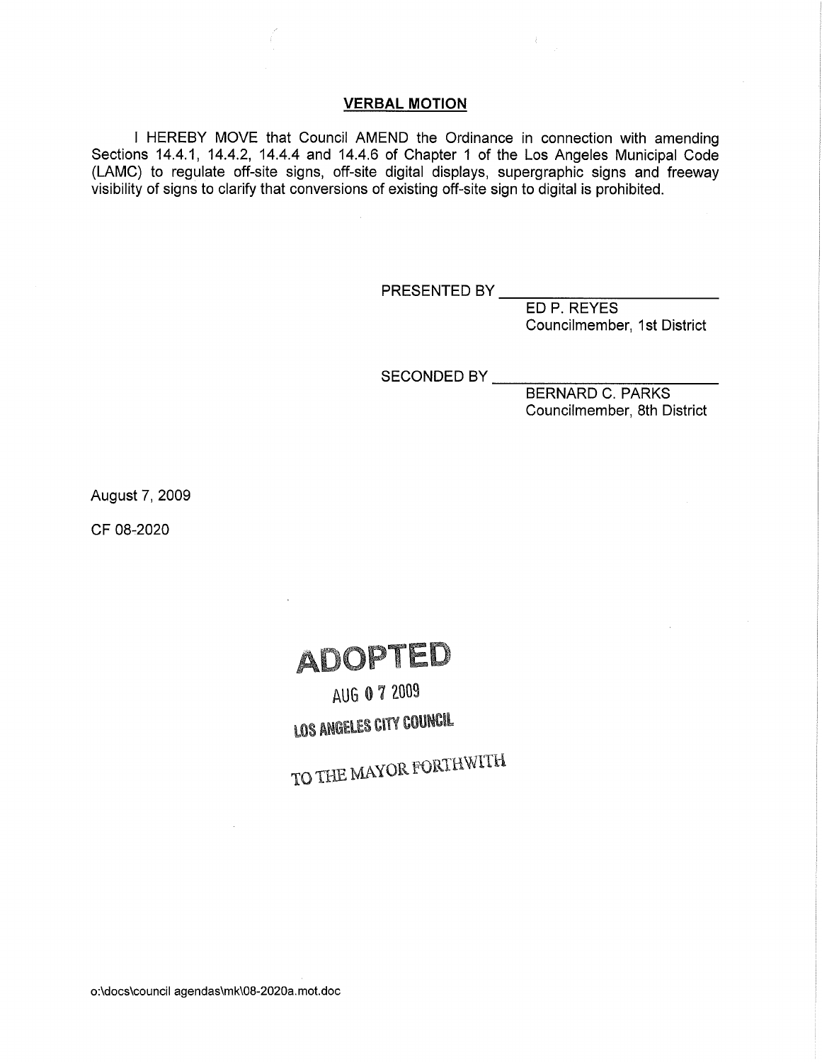## VERBAL MOTION

I HEREBY MOVE that Council AMEND the Ordinance in connection with amending Sections 14.4.1, 14.4.2, 14.4.4 and 14.4.6 of Chapter 1 of the Los Angeles Municipal Code (LAMC) to regulate off-site signs, off-site digital displays, supergraphic signs and freeway visibility of signs to clarify that conversions of existing off-site sign to digital is prohibited.

PRESENTED BY ___________________________
ED P. REYES
Councilmember, 1st District

SECONDED BY ___________________________
BERNARD C. PARKS
Councilmember, 8th District

August 7, 2009

CF 08-2020

**ADOPTED**

AUG 07 2009

LOS ANGELES CITY COUNCIL

TO THE MAYOR FORTHWITH

o:\docs\council agendas\mk\08-2020a.mot.doc